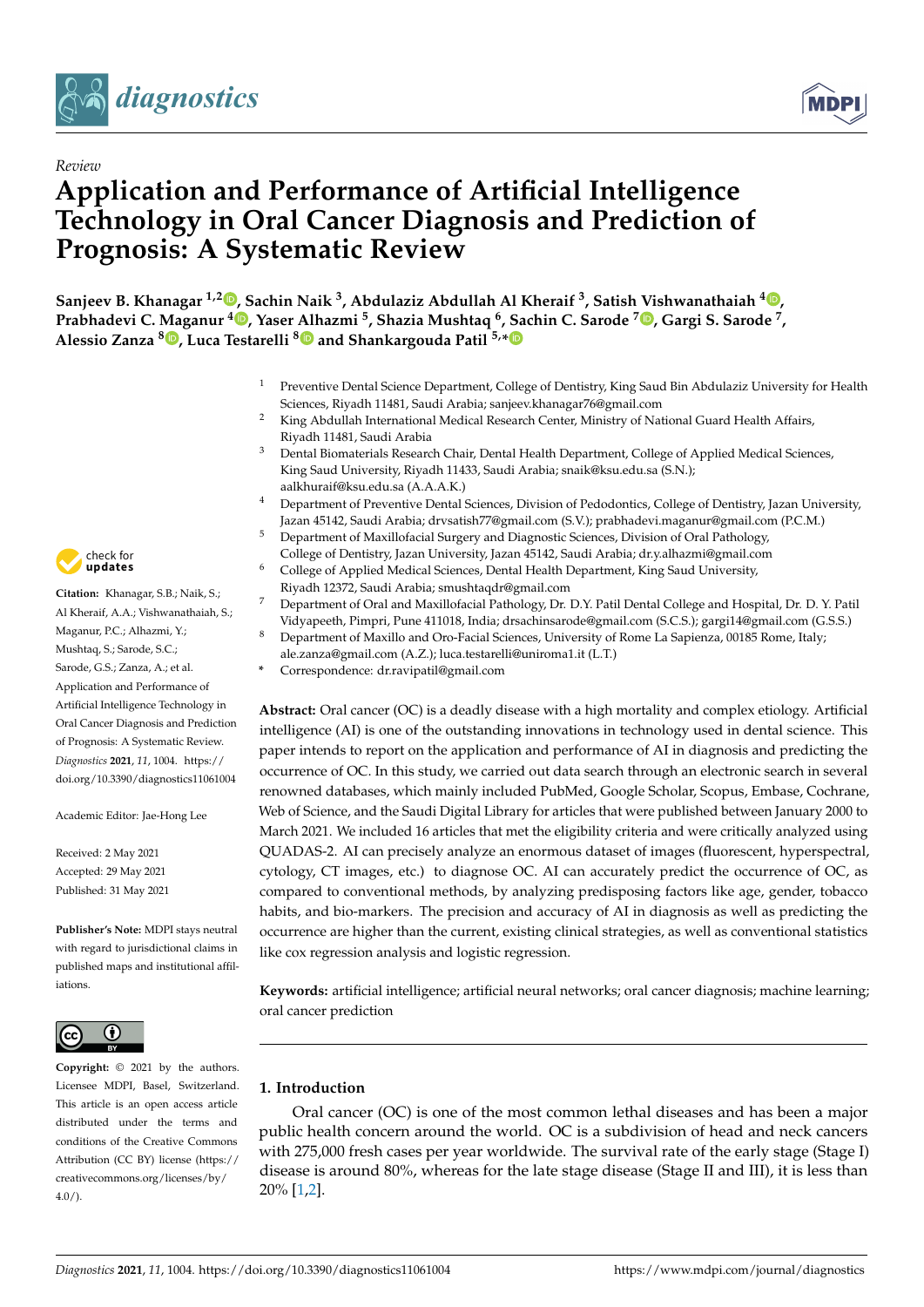*Review*

# Application and Performance of Artificial Intelligence Technology in Oral Cancer Diagnosis and Prediction of Prognosis: A Systematic Review

**Sanjeev B. Khanagar [1,2], Sachin Naik [3], Abdulaziz Abdullah Al Kheraif [3], Satish Vishwanathaiah [4], Prabhadevi C. Maganur [4], Yaser Alhazmi [5], Shazia Mushtaq [6], Sachin C. Sarode [7], Gargi S. Sarode [7], Alessio Zanza [8], Luca Testarelli [8] and Shankargouda Patil [5,*]**

1. Preventive Dental Science Department, College of Dentistry, King Saud Bin Abdulaziz University for Health Sciences, Riyadh 11481, Saudi Arabia; sanjeev.khanagar76@gmail.com
2. King Abdullah International Medical Research Center, Ministry of National Guard Health Affairs, Riyadh 11481, Saudi Arabia
3. Dental Biomaterials Research Chair, Dental Health Department, College of Applied Medical Sciences, King Saud University, Riyadh 11433, Saudi Arabia; snaik@ksu.edu.sa (S.N.); aalkhuraif@ksu.edu.sa (A.A.A.K.)
4. Department of Preventive Dental Sciences, Division of Pedodontics, College of Dentistry, Jazan University, Jazan 45142, Saudi Arabia; drvsatish77@gmail.com (S.V.); prabhadevi.maganur@gmail.com (P.C.M.)
5. Department of Maxillofacial Surgery and Diagnostic Sciences, Division of Oral Pathology, College of Dentistry, Jazan University, Jazan 45142, Saudi Arabia; dr.y.alhazmi@gmail.com
6. College of Applied Medical Sciences, Dental Health Department, King Saud University, Riyadh 12372, Saudi Arabia; smushtaqdr@gmail.com
7. Department of Oral and Maxillofacial Pathology, Dr. D.Y. Patil Dental College and Hospital, Dr. D. Y. Patil Vidyapeeth, Pimpri, Pune 411018, India; drsachinsarode@gmail.com (S.C.S.); gargi14@gmail.com (G.S.S.)
8. Department of Maxillo and Oro-Facial Sciences, University of Rome La Sapienza, 00185 Rome, Italy; ale.zanza@gmail.com (A.Z.); luca.testarelli@uniroma1.it (L.T.)

\* Correspondence: dr.ravipatil@gmail.com

**Citation:** Khanagar, S.B.; Naik, S.; Al Kheraif, A.A.; Vishwanathaiah, S.; Maganur, P.C.; Alhazmi, Y.; Mushtaq, S.; Sarode, S.C.; Sarode, G.S.; Zanza, A.; et al. Application and Performance of Artificial Intelligence Technology in Oral Cancer Diagnosis and Prediction of Prognosis: A Systematic Review. *Diagnostics* **2021**, *11*, 1004. https://doi.org/10.3390/diagnostics11061004

Academic Editor: Jae-Hong Lee

Received: 2 May 2021
Accepted: 29 May 2021
Published: 31 May 2021

**Publisher's Note:** MDPI stays neutral with regard to jurisdictional claims in published maps and institutional affiliations.

**Copyright:** © 2021 by the authors. Licensee MDPI, Basel, Switzerland. This article is an open access article distributed under the terms and conditions of the Creative Commons Attribution (CC BY) license (https://creativecommons.org/licenses/by/4.0/).

**Abstract:** Oral cancer (OC) is a deadly disease with a high mortality and complex etiology. Artificial intelligence (AI) is one of the outstanding innovations in technology used in dental science. This paper intends to report on the application and performance of AI in diagnosis and predicting the occurrence of OC. In this study, we carried out data search through an electronic search in several renowned databases, which mainly included PubMed, Google Scholar, Scopus, Embase, Cochrane, Web of Science, and the Saudi Digital Library for articles that were published between January 2000 to March 2021. We included 16 articles that met the eligibility criteria and were critically analyzed using QUADAS-2. AI can precisely analyze an enormous dataset of images (fluorescent, hyperspectral, cytology, CT images, etc.) to diagnose OC. AI can accurately predict the occurrence of OC, as compared to conventional methods, by analyzing predisposing factors like age, gender, tobacco habits, and bio-markers. The precision and accuracy of AI in diagnosis as well as predicting the occurrence are higher than the current, existing clinical strategies, as well as conventional statistics like cox regression analysis and logistic regression.

**Keywords:** artificial intelligence; artificial neural networks; oral cancer diagnosis; machine learning; oral cancer prediction

## 1. Introduction

Oral cancer (OC) is one of the most common lethal diseases and has been a major public health concern around the world. OC is a subdivision of head and neck cancers with 275,000 fresh cases per year worldwide. The survival rate of the early stage (Stage I) disease is around 80%, whereas for the late stage disease (Stage II and III), it is less than 20% [1,2].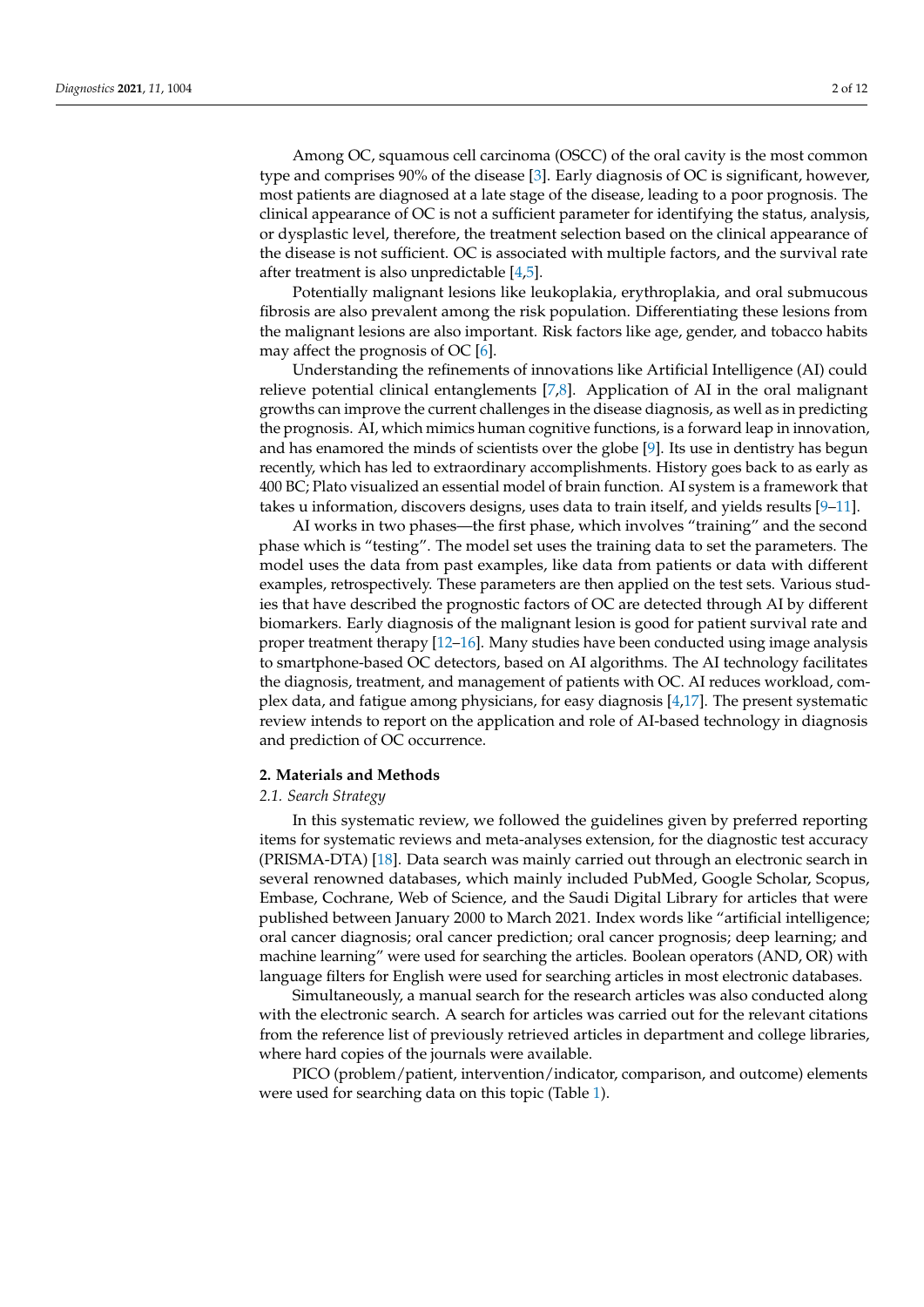Among OC, squamous cell carcinoma (OSCC) of the oral cavity is the most common type and comprises 90% of the disease [3]. Early diagnosis of OC is significant, however, most patients are diagnosed at a late stage of the disease, leading to a poor prognosis. The clinical appearance of OC is not a sufficient parameter for identifying the status, analysis, or dysplastic level, therefore, the treatment selection based on the clinical appearance of the disease is not sufficient. OC is associated with multiple factors, and the survival rate after treatment is also unpredictable [4,5].

Potentially malignant lesions like leukoplakia, erythroplakia, and oral submucous fibrosis are also prevalent among the risk population. Differentiating these lesions from the malignant lesions are also important. Risk factors like age, gender, and tobacco habits may affect the prognosis of OC [6].

Understanding the refinements of innovations like Artificial Intelligence (AI) could relieve potential clinical entanglements [7,8]. Application of AI in the oral malignant growths can improve the current challenges in the disease diagnosis, as well as in predicting the prognosis. AI, which mimics human cognitive functions, is a forward leap in innovation, and has enamored the minds of scientists over the globe [9]. Its use in dentistry has begun recently, which has led to extraordinary accomplishments. History goes back to as early as 400 BC; Plato visualized an essential model of brain function. AI system is a framework that takes u information, discovers designs, uses data to train itself, and yields results [9–11].

AI works in two phases—the first phase, which involves "training" and the second phase which is "testing". The model set uses the training data to set the parameters. The model uses the data from past examples, like data from patients or data with different examples, retrospectively. These parameters are then applied on the test sets. Various studies that have described the prognostic factors of OC are detected through AI by different biomarkers. Early diagnosis of the malignant lesion is good for patient survival rate and proper treatment therapy [12–16]. Many studies have been conducted using image analysis to smartphone-based OC detectors, based on AI algorithms. The AI technology facilitates the diagnosis, treatment, and management of patients with OC. AI reduces workload, complex data, and fatigue among physicians, for easy diagnosis [4,17]. The present systematic review intends to report on the application and role of AI-based technology in diagnosis and prediction of OC occurrence.

## 2. Materials and Methods

### *2.1. Search Strategy*

In this systematic review, we followed the guidelines given by preferred reporting items for systematic reviews and meta-analyses extension, for the diagnostic test accuracy (PRISMA-DTA) [18]. Data search was mainly carried out through an electronic search in several renowned databases, which mainly included PubMed, Google Scholar, Scopus, Embase, Cochrane, Web of Science, and the Saudi Digital Library for articles that were published between January 2000 to March 2021. Index words like "artificial intelligence; oral cancer diagnosis; oral cancer prediction; oral cancer prognosis; deep learning; and machine learning" were used for searching the articles. Boolean operators (AND, OR) with language filters for English were used for searching articles in most electronic databases.

Simultaneously, a manual search for the research articles was also conducted along with the electronic search. A search for articles was carried out for the relevant citations from the reference list of previously retrieved articles in department and college libraries, where hard copies of the journals were available.

PICO (problem/patient, intervention/indicator, comparison, and outcome) elements were used for searching data on this topic (Table 1).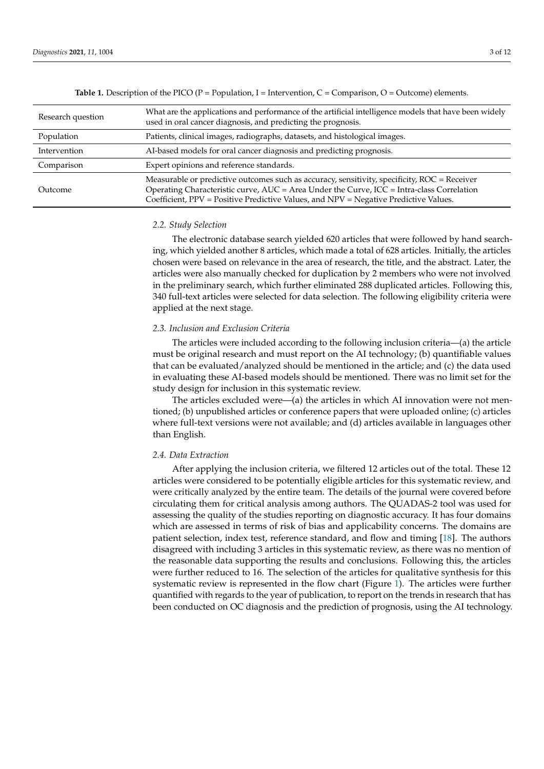**Table 1.** Description of the PICO (P = Population, I = Intervention, C = Comparison, O = Outcome) elements.

| | |
|---|---|
| Research question | What are the applications and performance of the artificial intelligence models that have been widely used in oral cancer diagnosis, and predicting the prognosis. |
| Population | Patients, clinical images, radiographs, datasets, and histological images. |
| Intervention | AI-based models for oral cancer diagnosis and predicting prognosis. |
| Comparison | Expert opinions and reference standards. |
| Outcome | Measurable or predictive outcomes such as accuracy, sensitivity, specificity, ROC = Receiver Operating Characteristic curve, AUC = Area Under the Curve, ICC = Intra-class Correlation Coefficient, PPV = Positive Predictive Values, and NPV = Negative Predictive Values. |

### *2.2. Study Selection*

The electronic database search yielded 620 articles that were followed by hand searching, which yielded another 8 articles, which made a total of 628 articles. Initially, the articles chosen were based on relevance in the area of research, the title, and the abstract. Later, the articles were also manually checked for duplication by 2 members who were not involved in the preliminary search, which further eliminated 288 duplicated articles. Following this, 340 full-text articles were selected for data selection. The following eligibility criteria were applied at the next stage.

### *2.3. Inclusion and Exclusion Criteria*

The articles were included according to the following inclusion criteria—(a) the article must be original research and must report on the AI technology; (b) quantifiable values that can be evaluated/analyzed should be mentioned in the article; and (c) the data used in evaluating these AI-based models should be mentioned. There was no limit set for the study design for inclusion in this systematic review.

The articles excluded were—(a) the articles in which AI innovation were not mentioned; (b) unpublished articles or conference papers that were uploaded online; (c) articles where full-text versions were not available; and (d) articles available in languages other than English.

### *2.4. Data Extraction*

After applying the inclusion criteria, we filtered 12 articles out of the total. These 12 articles were considered to be potentially eligible articles for this systematic review, and were critically analyzed by the entire team. The details of the journal were covered before circulating them for critical analysis among authors. The QUADAS-2 tool was used for assessing the quality of the studies reporting on diagnostic accuracy. It has four domains which are assessed in terms of risk of bias and applicability concerns. The domains are patient selection, index test, reference standard, and flow and timing [18]. The authors disagreed with including 3 articles in this systematic review, as there was no mention of the reasonable data supporting the results and conclusions. Following this, the articles were further reduced to 16. The selection of the articles for qualitative synthesis for this systematic review is represented in the flow chart (Figure 1). The articles were further quantified with regards to the year of publication, to report on the trends in research that has been conducted on OC diagnosis and the prediction of prognosis, using the AI technology.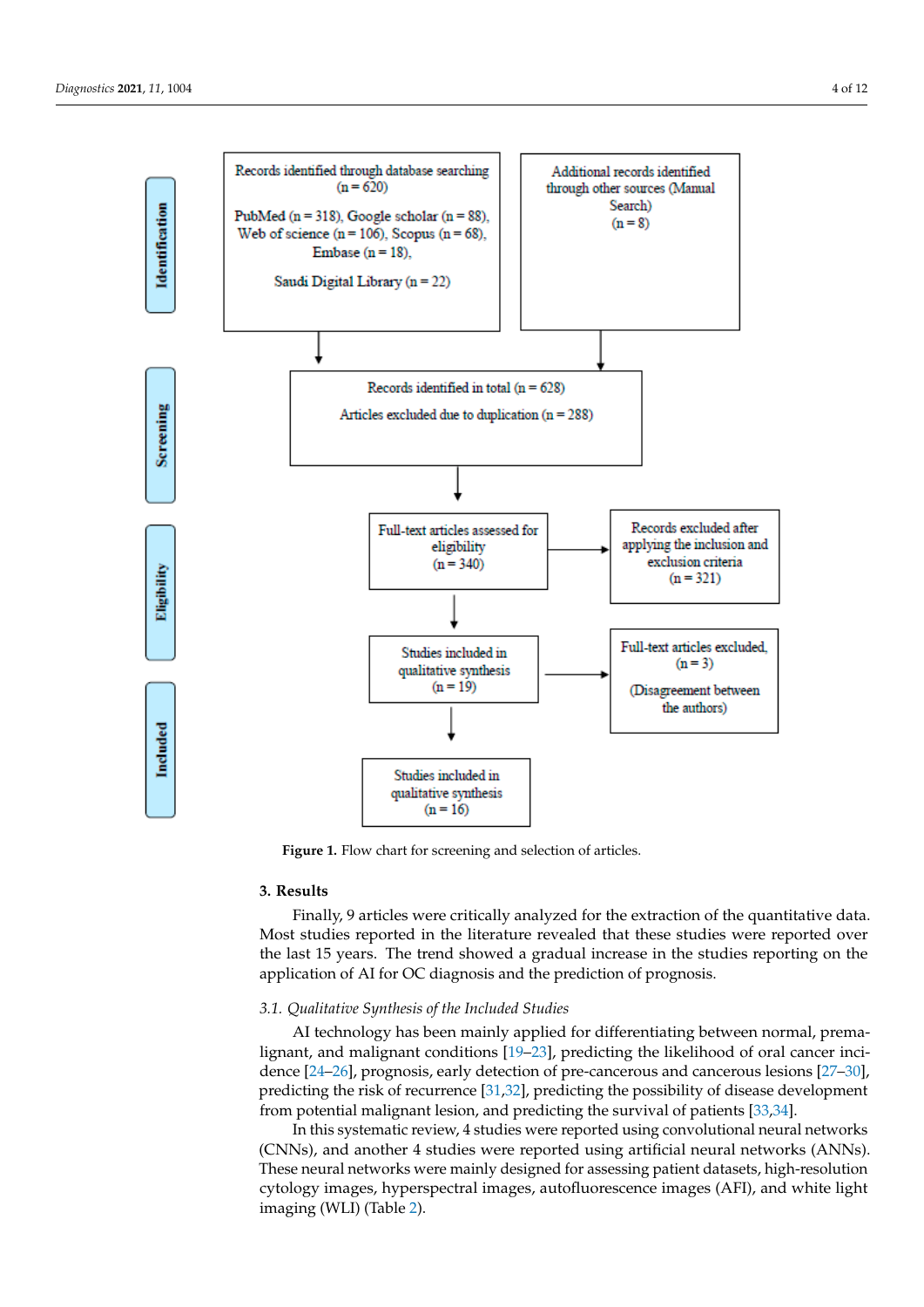Identification

Records identified through database searching (n = 620)

PubMed (n = 318), Google scholar (n = 88), Web of science (n = 106), Scopus (n = 68), Embase (n = 18),

Saudi Digital Library (n = 22)

Additional records identified through other sources (Manual Search) (n = 8)

Screening

Records identified in total (n = 628)

Articles excluded due to duplication (n = 288)

Eligibility

Full-text articles assessed for eligibility (n = 340)

Records excluded after applying the inclusion and exclusion criteria (n = 321)

Studies included in qualitative synthesis (n = 19)

Full-text articles excluded, (n = 3) (Disagreement between the authors)

Included

Studies included in qualitative synthesis (n = 16)

**Figure 1.** Flow chart for screening and selection of articles.

## 3. Results

Finally, 9 articles were critically analyzed for the extraction of the quantitative data. Most studies reported in the literature revealed that these studies were reported over the last 15 years. The trend showed a gradual increase in the studies reporting on the application of AI for OC diagnosis and the prediction of prognosis.

### 3.1. Qualitative Synthesis of the Included Studies

AI technology has been mainly applied for differentiating between normal, premalignant, and malignant conditions [19–23], predicting the likelihood of oral cancer incidence [24–26], prognosis, early detection of pre-cancerous and cancerous lesions [27–30], predicting the risk of recurrence [31,32], predicting the possibility of disease development from potential malignant lesion, and predicting the survival of patients [33,34].

In this systematic review, 4 studies were reported using convolutional neural networks (CNNs), and another 4 studies were reported using artificial neural networks (ANNs). These neural networks were mainly designed for assessing patient datasets, high-resolution cytology images, hyperspectral images, autofluorescence images (AFI), and white light imaging (WLI) (Table 2).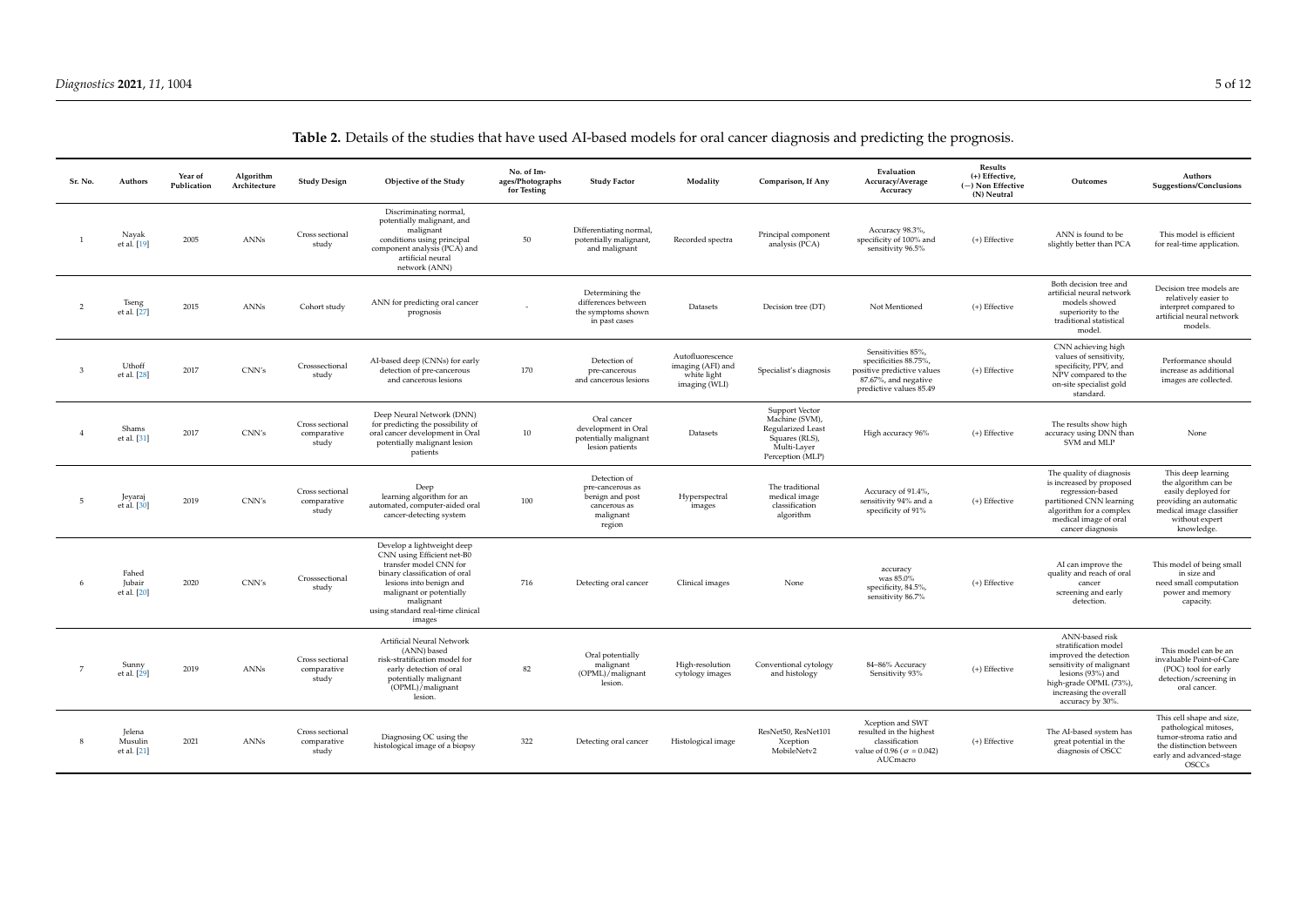**Table 2.** Details of the studies that have used AI-based models for oral cancer diagnosis and predicting the prognosis.

| Sr. No. | Authors | Year of Publication | Algorithm Architecture | Study Design | Objective of the Study | No. of Images/Photographs for Testing | Study Factor | Modality | Comparison, If Any | Evaluation Accuracy/Average Accuracy | Results (+) Effective, (−) Non Effective (N) Neutral | Outcomes | Authors Suggestions/Conclusions |
|---|---|---|---|---|---|---|---|---|---|---|---|---|---|
| 1 | Nayak et al. [19] | 2005 | ANNs | Cross sectional study | Discriminating normal, potentially malignant, and malignant conditions using principal component analysis (PCA) and artificial neural network (ANN) | 50 | Differentiating normal, potentially malignant, and malignant | Recorded spectra | Principal component analysis (PCA) | Accuracy 98.3%, specificity of 100% and sensitivity 96.5% | (+) Effective | ANN is found to be slightly better than PCA | This model is efficient for real-time application. |
| 2 | Tseng et al. [27] | 2015 | ANNs | Cohort study | ANN for predicting oral cancer prognosis | - | Determining the differences between the symptoms shown in past cases | Datasets | Decision tree (DT) | Not Mentioned | (+) Effective | Both decision tree and artificial neural network models showed superiority to the traditional statistical model. | Decision tree models are relatively easier to interpret compared to artificial neural network models. |
| 3 | Uthoff et al. [28] | 2017 | CNN's | Crosssectional study | AI-based deep (CNNs) for early detection of pre-cancerous and cancerous lesions | 170 | Detection of pre-cancerous and cancerous lesions | Autofluorescence imaging (AFI) and white light imaging (WLI) | Specialist's diagnosis | Sensitivities 85%, specificities 88.75%, positive predictive values 87.67%, and negative predictive values 85.49 | (+) Effective | CNN achieving high values of sensitivity, specificity, PPV, and NPV compared to the on-site specialist gold standard. | Performance should increase as additional images are collected. |
| 4 | Shams et al. [31] | 2017 | CNN's | Cross sectional comparative study | Deep Neural Network (DNN) for predicting the possibility of oral cancer development in Oral potentially malignant lesion patients | 10 | Oral cancer development in Oral potentially malignant lesion patients | Datasets | Support Vector Machine (SVM), Regularized Least Squares (RLS), Multi-Layer Perception (MLP) | High accuracy 96% | (+) Effective | The results show high accuracy using DNN than SVM and MLP | None |
| 5 | Jeyaraj et al. [30] | 2019 | CNN's | Cross sectional comparative study | Deep learning algorithm for an automated, computer-aided oral cancer-detecting system | 100 | Detection of pre-cancerous as benign and post cancerous as malignant region | Hyperspectral images | The traditional medical image classification algorithm | Accuracy of 91.4%, sensitivity 94% and a specificity of 91% | (+) Effective | The quality of diagnosis is increased by proposed regression-based partitioned CNN learning algorithm for a complex medical image of oral cancer diagnosis | This deep learning the algorithm can be easily deployed for providing an automatic medical image classifier without expert knowledge. |
| 6 | Fahed Jubair et al. [20] | 2020 | CNN's | Crosssectional study | Develop a lightweight deep CNN using Efficient net-B0 transfer model CNN for binary classification of oral lesions into benign and malignant or potentially malignant using standard real-time clinical images | 716 | Detecting oral cancer | Clinical images | None | accuracy was 85.0%, specificity, 84.5%, sensitivity 86.7% | (+) Effective | AI can improve the quality and reach of oral cancer screening and early detection. | This model of being small in size and need small computation power and memory capacity. |
| 7 | Sunny et al. [29] | 2019 | ANNs | Cross sectional comparative study | Artificial Neural Network (ANN) based risk-stratification model for early detection of oral potentially malignant (OPML)/malignant lesion. | 82 | Oral potentially malignant (OPML)/malignant lesion. | High-resolution cytology images | Conventional cytology and histology | 84–86% Accuracy Sensitivity 93% | (+) Effective | ANN-based risk stratification model improved the detection sensitivity of malignant lesions (93%) and high-grade OPML (73%), increasing the overall accuracy by 30%. | This model can be an invaluable Point-of-Care (POC) tool for early detection/screening in oral cancer. |
| 8 | Jelena Musulin et al. [21] | 2021 | ANNs | Cross sectional comparative study | Diagnosing OC using the histological image of a biopsy | 322 | Detecting oral cancer | Histological image | ResNet50, ResNet101 Xception MobileNetv2 | Xception and SWT resulted in the highest classification value of 0.96 ($\sigma$ = 0.042) AUCmacro | (+) Effective | The AI-based system has great potential in the diagnosis of OSCC | This cell shape and size, pathological mitoses, tumor-stroma ratio and the distinction between early and advanced-stage OSCCs |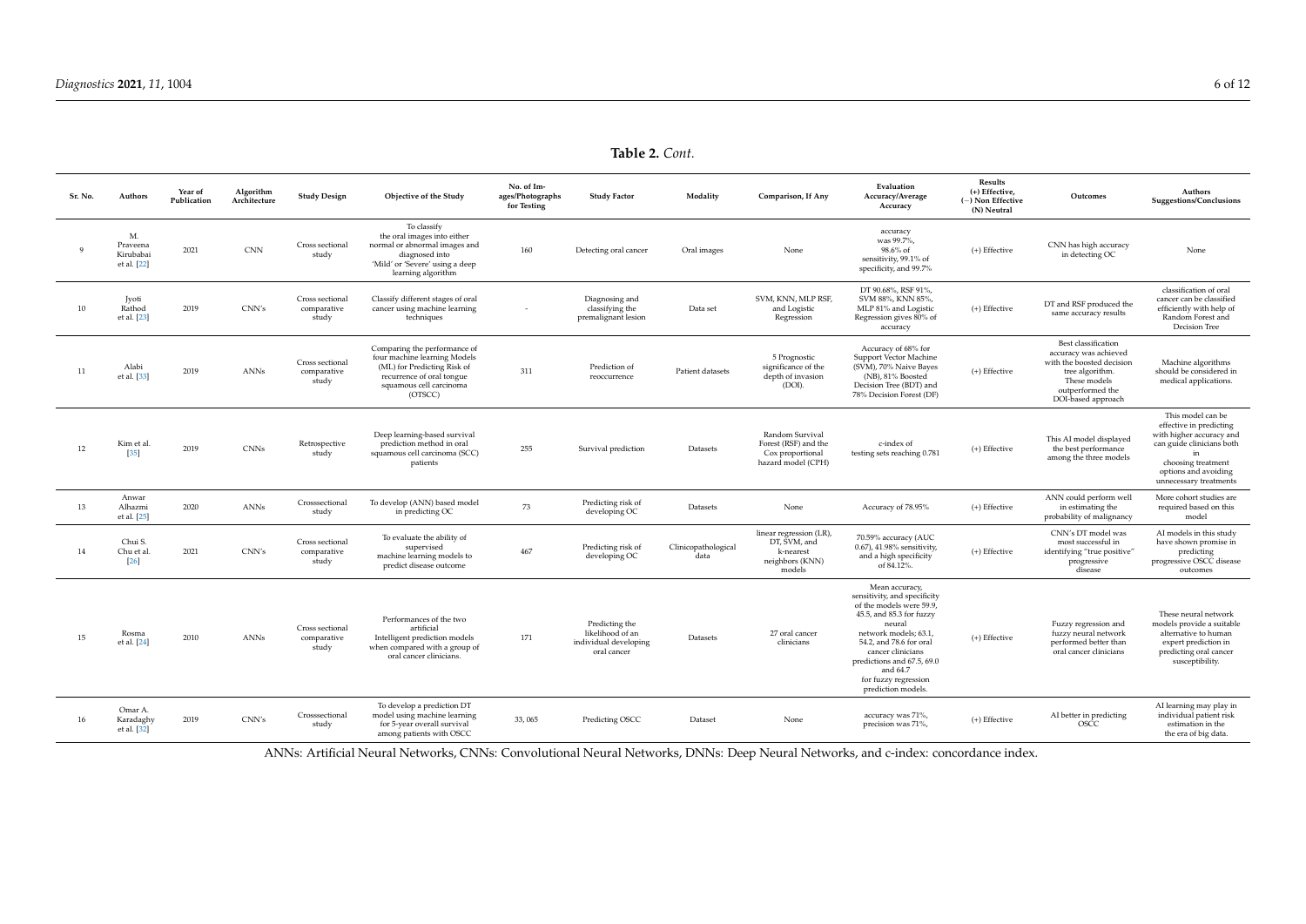**Table 2.** *Cont.*

| Sr. No. | Authors | Year of Publication | Algorithm Architecture | Study Design | Objective of the Study | No. of Images/Photographs for Testing | Study Factor | Modality | Comparison, If Any | Evaluation Accuracy/Average Accuracy | Results (+) Effective, (−) Non Effective (N) Neutral | Outcomes | Authors Suggestions/Conclusions |
|---|---|---|---|---|---|---|---|---|---|---|---|---|---|
| 9 | M. Praveena Kirubabai et al. [22] | 2021 | CNN | Cross sectional study | To classify the oral images into either normal or abnormal images and diagnosed into 'Mild' or 'Severe' using a deep learning algorithm | 160 | Detecting oral cancer | Oral images | None | accuracy was 99.7%, 98.6% of sensitivity, 99.1% of specificity, and 99.7% | (+) Effective | CNN has high accuracy in detecting OC | None |
| 10 | Jyoti Rathod et al. [23] | 2019 | CNN's | Cross sectional comparative study | Classify different stages of oral cancer using machine learning techniques | - | Diagnosing and classifying the premalignant lesion | Data set | SVM, KNN, MLP RSF, and Logistic Regression | DT 90.68%, RSF 91%, SVM 88%, KNN 85%, MLP 81% and Logistic Regression gives 80% of accuracy | (+) Effective | DT and RSF produced the same accuracy results | classification of oral cancer can be classified efficiently with help of Random Forest and Decision Tree |
| 11 | Alabi et al. [33] | 2019 | ANNs | Cross sectional comparative study | Comparing the performance of four machine learning Models (ML) for Predicting Risk of recurrence of oral tongue squamous cell carcinoma (OTSCC) | 311 | Prediction of reoccurrence | Patient datasets | 5 Prognostic significance of the depth of invasion (DOI). | Accuracy of 68% for Support Vector Machine (SVM), 70% Naive Bayes (NB), 81% Boosted Decision Tree (BDT) and 78% Decision Forest (DF) | (+) Effective | Best classification accuracy was achieved with the boosted decision tree algorithm. These models outperformed the DOI-based approach | Machine algorithms should be considered in medical applications. |
| 12 | Kim et al. [35] | 2019 | CNNs | Retrospective study | Deep learning-based survival prediction method in oral squamous cell carcinoma (SCC) patients | 255 | Survival prediction | Datasets | Random Survival Forest (RSF) and the Cox proportional hazard model (CPH) | c-index of testing sets reaching 0.781 | (+) Effective | This AI model displayed the best performance among the three models | This model can be effective in predicting with higher accuracy and can guide clinicians both in choosing treatment options and avoiding unnecessary treatments |
| 13 | Anwar Alhazmi et al. [25] | 2020 | ANNs | Crosssectional study | To develop (ANN) based model in predicting OC | 73 | Predicting risk of developing OC | Datasets | None | Accuracy of 78.95% | (+) Effective | ANN could perform well in estimating the probability of malignancy | More cohort studies are required based on this model |
| 14 | Chui S. Chu et al. [26] | 2021 | CNN's | Cross sectional comparative study | To evaluate the ability of supervised machine learning models to predict disease outcome | 467 | Predicting risk of developing OC | Clinicopathological data | linear regression (LR), DT, SVM, and k-nearest neighbors (KNN) models | 70.59% accuracy (AUC 0.67), 41.98% sensitivity, and a high specificity of 84.12%. | (+) Effective | CNN's DT model was most successful in identifying "true positive" progressive disease | AI models in this study have shown promise in predicting progressive OSCC disease outcomes |
| 15 | Rosma et al. [24] | 2010 | ANNs | Cross sectional comparative study | Performances of the two artificial Intelligent prediction models when compared with a group of oral cancer clinicians. | 171 | Predicting the likelihood of an individual developing oral cancer | Datasets | 27 oral cancer clinicians | Mean accuracy, sensitivity, and specificity of the models were 59.9, 45.5, and 85.3 for fuzzy neural network models; 63.1, 54.2, and 78.6 for oral cancer clinicians predictions and 67.5, 69.0 and 64.7 for fuzzy regression prediction models. | (+) Effective | Fuzzy regression and fuzzy neural network performed better than oral cancer clinicians | These neural network models provide a suitable alternative to human expert prediction in predicting oral cancer susceptibility. |
| 16 | Omar A. Karadaghy et al. [32] | 2019 | CNN's | Crosssectional study | To develop a prediction DT model using machine learning for 5-year overall survival among patients with OSCC | 33, 065 | Predicting OSCC | Dataset | None | accuracy was 71%, precision was 71%, | (+) Effective | AI better in predicting OSCC | AI learning may play in individual patient risk estimation in the era of big data. |

ANNs: Artificial Neural Networks, CNNs: Convolutional Neural Networks, DNNs: Deep Neural Networks, and c-index: concordance index.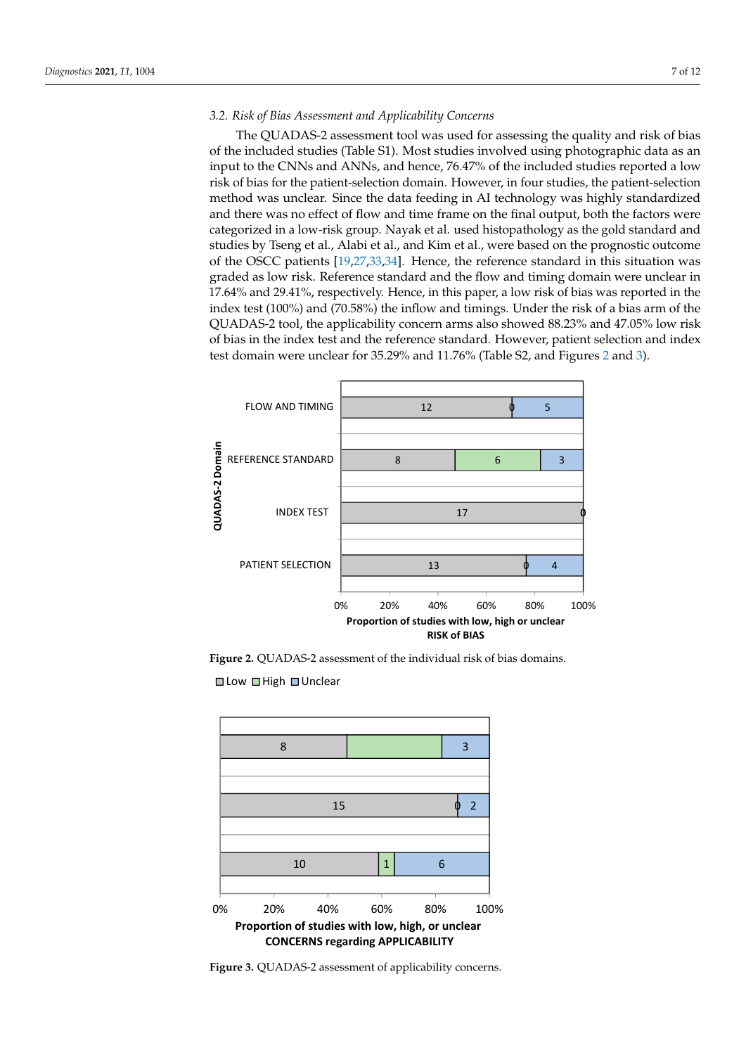### 3.2. Risk of Bias Assessment and Applicability Concerns

The QUADAS-2 assessment tool was used for assessing the quality and risk of bias of the included studies (Table S1). Most studies involved using photographic data as an input to the CNNs and ANNs, and hence, 76.47% of the included studies reported a low risk of bias for the patient-selection domain. However, in four studies, the patient-selection method was unclear. Since the data feeding in AI technology was highly standardized and there was no effect of flow and time frame on the final output, both the factors were categorized in a low-risk group. Nayak et al. used histopathology as the gold standard and studies by Tseng et al., Alabi et al., and Kim et al., were based on the prognostic outcome of the OSCC patients [19,27,33,34]. Hence, the reference standard in this situation was graded as low risk. Reference standard and the flow and timing domain were unclear in 17.64% and 29.41%, respectively. Hence, in this paper, a low risk of bias was reported in the index test (100%) and (70.58%) the inflow and timings. Under the risk of a bias arm of the QUADAS-2 tool, the applicability concern arms also showed 88.23% and 47.05% low risk of bias in the index test and the reference standard. However, patient selection and index test domain were unclear for 35.29% and 11.76% (Table S2, and Figures 2 and 3).

| QUADAS-2 Domain | Low | High | Unclear |
|---|---|---|---|
| FLOW AND TIMING | 12 | 0 | 5 |
| REFERENCE STANDARD | 8 | 6 | 3 |
| INDEX TEST | 17 | 0 | |
| PATIENT SELECTION | 13 | 0 | 4 |

Figure 2. QUADAS-2 assessment of the individual risk of bias domains.

| Low | High | Unclear |
|---|---|---|
| 8 | | 3 |
| 15 | 0 | 2 |
| 10 | 1 | 6 |

Proportion of studies with low, high, or unclear CONCERNS regarding APPLICABILITY

Figure 3. QUADAS-2 assessment of applicability concerns.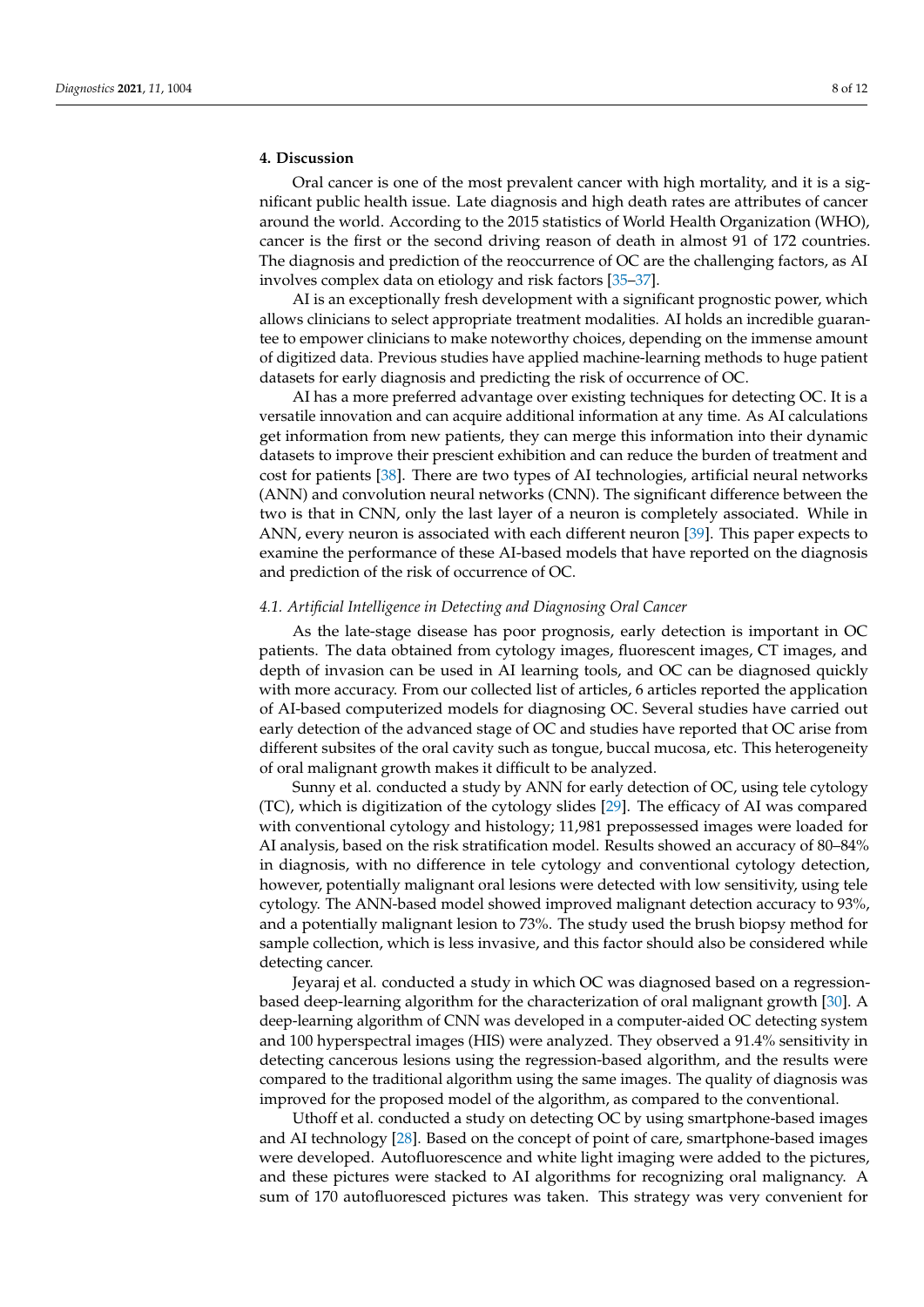## 4. Discussion

Oral cancer is one of the most prevalent cancer with high mortality, and it is a significant public health issue. Late diagnosis and high death rates are attributes of cancer around the world. According to the 2015 statistics of World Health Organization (WHO), cancer is the first or the second driving reason of death in almost 91 of 172 countries. The diagnosis and prediction of the reoccurrence of OC are the challenging factors, as AI involves complex data on etiology and risk factors [35–37].

AI is an exceptionally fresh development with a significant prognostic power, which allows clinicians to select appropriate treatment modalities. AI holds an incredible guarantee to empower clinicians to make noteworthy choices, depending on the immense amount of digitized data. Previous studies have applied machine-learning methods to huge patient datasets for early diagnosis and predicting the risk of occurrence of OC.

AI has a more preferred advantage over existing techniques for detecting OC. It is a versatile innovation and can acquire additional information at any time. As AI calculations get information from new patients, they can merge this information into their dynamic datasets to improve their prescient exhibition and can reduce the burden of treatment and cost for patients [38]. There are two types of AI technologies, artificial neural networks (ANN) and convolution neural networks (CNN). The significant difference between the two is that in CNN, only the last layer of a neuron is completely associated. While in ANN, every neuron is associated with each different neuron [39]. This paper expects to examine the performance of these AI-based models that have reported on the diagnosis and prediction of the risk of occurrence of OC.

### *4.1. Artificial Intelligence in Detecting and Diagnosing Oral Cancer*

As the late-stage disease has poor prognosis, early detection is important in OC patients. The data obtained from cytology images, fluorescent images, CT images, and depth of invasion can be used in AI learning tools, and OC can be diagnosed quickly with more accuracy. From our collected list of articles, 6 articles reported the application of AI-based computerized models for diagnosing OC. Several studies have carried out early detection of the advanced stage of OC and studies have reported that OC arise from different subsites of the oral cavity such as tongue, buccal mucosa, etc. This heterogeneity of oral malignant growth makes it difficult to be analyzed.

Sunny et al. conducted a study by ANN for early detection of OC, using tele cytology (TC), which is digitization of the cytology slides [29]. The efficacy of AI was compared with conventional cytology and histology; 11,981 prepossessed images were loaded for AI analysis, based on the risk stratification model. Results showed an accuracy of 80–84% in diagnosis, with no difference in tele cytology and conventional cytology detection, however, potentially malignant oral lesions were detected with low sensitivity, using tele cytology. The ANN-based model showed improved malignant detection accuracy to 93%, and a potentially malignant lesion to 73%. The study used the brush biopsy method for sample collection, which is less invasive, and this factor should also be considered while detecting cancer.

Jeyaraj et al. conducted a study in which OC was diagnosed based on a regression-based deep-learning algorithm for the characterization of oral malignant growth [30]. A deep-learning algorithm of CNN was developed in a computer-aided OC detecting system and 100 hyperspectral images (HIS) were analyzed. They observed a 91.4% sensitivity in detecting cancerous lesions using the regression-based algorithm, and the results were compared to the traditional algorithm using the same images. The quality of diagnosis was improved for the proposed model of the algorithm, as compared to the conventional.

Uthoff et al. conducted a study on detecting OC by using smartphone-based images and AI technology [28]. Based on the concept of point of care, smartphone-based images were developed. Autofluorescence and white light imaging were added to the pictures, and these pictures were stacked to AI algorithms for recognizing oral malignancy. A sum of 170 autofluoresced pictures was taken. This strategy was very convenient for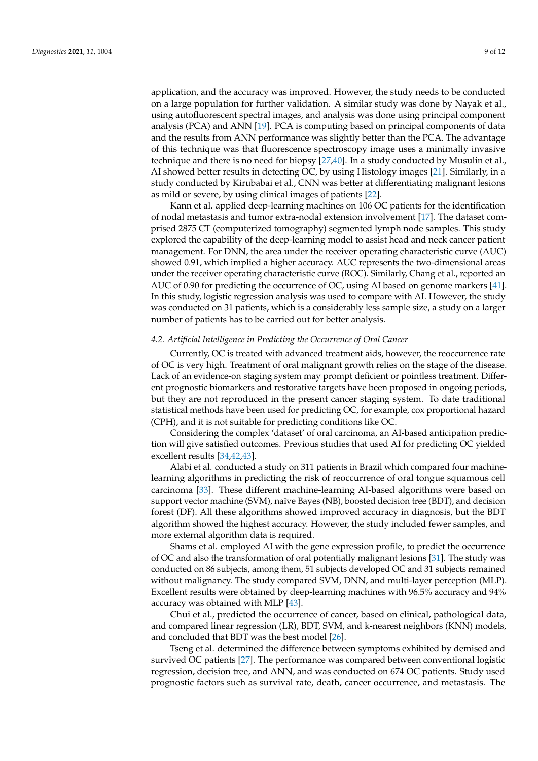application, and the accuracy was improved. However, the study needs to be conducted on a large population for further validation. A similar study was done by Nayak et al., using autofluorescent spectral images, and analysis was done using principal component analysis (PCA) and ANN [19]. PCA is computing based on principal components of data and the results from ANN performance was slightly better than the PCA. The advantage of this technique was that fluorescence spectroscopy image uses a minimally invasive technique and there is no need for biopsy [27,40]. In a study conducted by Musulin et al., AI showed better results in detecting OC, by using Histology images [21]. Similarly, in a study conducted by Kirubabai et al., CNN was better at differentiating malignant lesions as mild or severe, by using clinical images of patients [22].

Kann et al. applied deep-learning machines on 106 OC patients for the identification of nodal metastasis and tumor extra-nodal extension involvement [17]. The dataset comprised 2875 CT (computerized tomography) segmented lymph node samples. This study explored the capability of the deep-learning model to assist head and neck cancer patient management. For DNN, the area under the receiver operating characteristic curve (AUC) showed 0.91, which implied a higher accuracy. AUC represents the two-dimensional areas under the receiver operating characteristic curve (ROC). Similarly, Chang et al., reported an AUC of 0.90 for predicting the occurrence of OC, using AI based on genome markers [41]. In this study, logistic regression analysis was used to compare with AI. However, the study was conducted on 31 patients, which is a considerably less sample size, a study on a larger number of patients has to be carried out for better analysis.

### *4.2. Artificial Intelligence in Predicting the Occurrence of Oral Cancer*

Currently, OC is treated with advanced treatment aids, however, the reoccurrence rate of OC is very high. Treatment of oral malignant growth relies on the stage of the disease. Lack of an evidence-on staging system may prompt deficient or pointless treatment. Different prognostic biomarkers and restorative targets have been proposed in ongoing periods, but they are not reproduced in the present cancer staging system. To date traditional statistical methods have been used for predicting OC, for example, cox proportional hazard (CPH), and it is not suitable for predicting conditions like OC.

Considering the complex 'dataset' of oral carcinoma, an AI-based anticipation prediction will give satisfied outcomes. Previous studies that used AI for predicting OC yielded excellent results [34,42,43].

Alabi et al. conducted a study on 311 patients in Brazil which compared four machine-learning algorithms in predicting the risk of reoccurrence of oral tongue squamous cell carcinoma [33]. These different machine-learning AI-based algorithms were based on support vector machine (SVM), naïve Bayes (NB), boosted decision tree (BDT), and decision forest (DF). All these algorithms showed improved accuracy in diagnosis, but the BDT algorithm showed the highest accuracy. However, the study included fewer samples, and more external algorithm data is required.

Shams et al. employed AI with the gene expression profile, to predict the occurrence of OC and also the transformation of oral potentially malignant lesions [31]. The study was conducted on 86 subjects, among them, 51 subjects developed OC and 31 subjects remained without malignancy. The study compared SVM, DNN, and multi-layer perception (MLP). Excellent results were obtained by deep-learning machines with 96.5% accuracy and 94% accuracy was obtained with MLP [43].

Chui et al., predicted the occurrence of cancer, based on clinical, pathological data, and compared linear regression (LR), BDT, SVM, and k-nearest neighbors (KNN) models, and concluded that BDT was the best model [26].

Tseng et al. determined the difference between symptoms exhibited by demised and survived OC patients [27]. The performance was compared between conventional logistic regression, decision tree, and ANN, and was conducted on 674 OC patients. Study used prognostic factors such as survival rate, death, cancer occurrence, and metastasis. The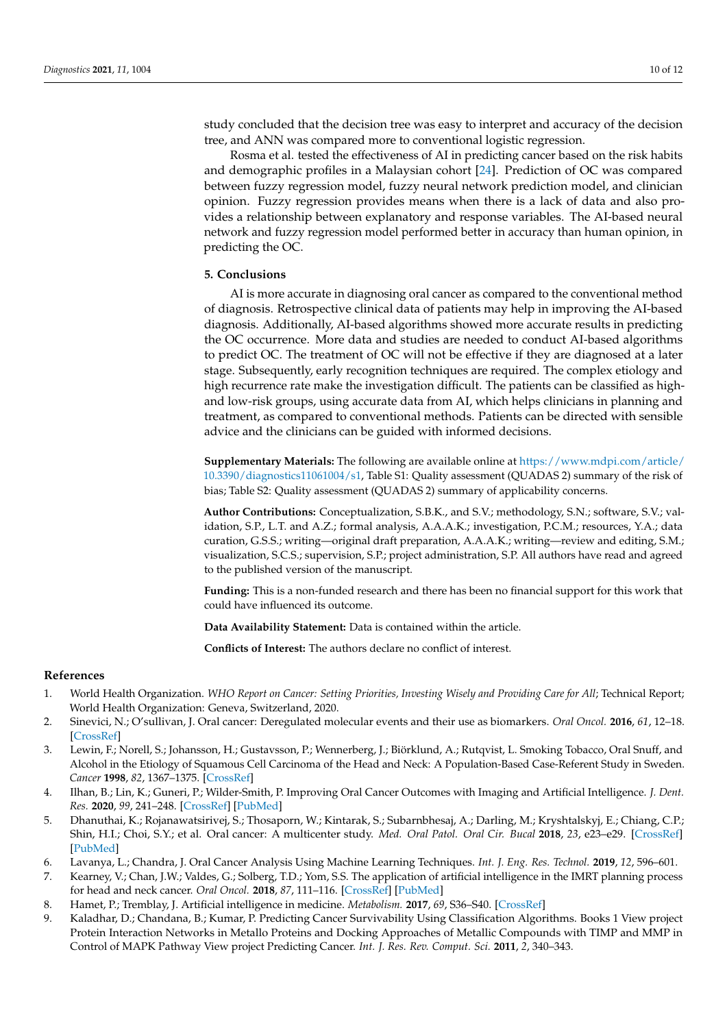study concluded that the decision tree was easy to interpret and accuracy of the decision tree, and ANN was compared more to conventional logistic regression.

Rosma et al. tested the effectiveness of AI in predicting cancer based on the risk habits and demographic profiles in a Malaysian cohort [24]. Prediction of OC was compared between fuzzy regression model, fuzzy neural network prediction model, and clinician opinion. Fuzzy regression provides means when there is a lack of data and also provides a relationship between explanatory and response variables. The AI-based neural network and fuzzy regression model performed better in accuracy than human opinion, in predicting the OC.

## 5. Conclusions

AI is more accurate in diagnosing oral cancer as compared to the conventional method of diagnosis. Retrospective clinical data of patients may help in improving the AI-based diagnosis. Additionally, AI-based algorithms showed more accurate results in predicting the OC occurrence. More data and studies are needed to conduct AI-based algorithms to predict OC. The treatment of OC will not be effective if they are diagnosed at a later stage. Subsequently, early recognition techniques are required. The complex etiology and high recurrence rate make the investigation difficult. The patients can be classified as high- and low-risk groups, using accurate data from AI, which helps clinicians in planning and treatment, as compared to conventional methods. Patients can be directed with sensible advice and the clinicians can be guided with informed decisions.

**Supplementary Materials:** The following are available online at https://www.mdpi.com/article/10.3390/diagnostics11061004/s1, Table S1: Quality assessment (QUADAS 2) summary of the risk of bias; Table S2: Quality assessment (QUADAS 2) summary of applicability concerns.

**Author Contributions:** Conceptualization, S.B.K., and S.V.; methodology, S.N.; software, S.V.; validation, S.P., L.T. and A.Z.; formal analysis, A.A.A.K.; investigation, P.C.M.; resources, Y.A.; data curation, G.S.S.; writing—original draft preparation, A.A.A.K.; writing—review and editing, S.M.; visualization, S.C.S.; supervision, S.P.; project administration, S.P. All authors have read and agreed to the published version of the manuscript.

**Funding:** This is a non-funded research and there has been no financial support for this work that could have influenced its outcome.

**Data Availability Statement:** Data is contained within the article.

**Conflicts of Interest:** The authors declare no conflict of interest.

## References

1. World Health Organization. *WHO Report on Cancer: Setting Priorities, Investing Wisely and Providing Care for All*; Technical Report; World Health Organization: Geneva, Switzerland, 2020.
2. Sinevici, N.; O'sullivan, J. Oral cancer: Deregulated molecular events and their use as biomarkers. *Oral Oncol.* **2016**, *61*, 12–18. [CrossRef]
3. Lewin, F.; Norell, S.; Johansson, H.; Gustavsson, P.; Wennerberg, J.; Biörklund, A.; Rutqvist, L. Smoking Tobacco, Oral Snuff, and Alcohol in the Etiology of Squamous Cell Carcinoma of the Head and Neck: A Population-Based Case-Referent Study in Sweden. *Cancer* **1998**, *82*, 1367–1375. [CrossRef]
4. Ilhan, B.; Lin, K.; Guneri, P.; Wilder-Smith, P. Improving Oral Cancer Outcomes with Imaging and Artificial Intelligence. *J. Dent. Res.* **2020**, *99*, 241–248. [CrossRef] [PubMed]
5. Dhanuthai, K.; Rojanawatsirivej, S.; Thosaporn, W.; Kintarak, S.; Subarnbhesaj, A.; Darling, M.; Kryshtalskyj, E.; Chiang, C.P.; Shin, H.I.; Choi, S.Y.; et al. Oral cancer: A multicenter study. *Med. Oral Patol. Oral Cir. Bucal* **2018**, *23*, e23–e29. [CrossRef] [PubMed]
6. Lavanya, L.; Chandra, J. Oral Cancer Analysis Using Machine Learning Techniques. *Int. J. Eng. Res. Technol.* **2019**, *12*, 596–601.
7. Kearney, V.; Chan, J.W.; Valdes, G.; Solberg, T.D.; Yom, S.S. The application of artificial intelligence in the IMRT planning process for head and neck cancer. *Oral Oncol.* **2018**, *87*, 111–116. [CrossRef] [PubMed]
8. Hamet, P.; Tremblay, J. Artificial intelligence in medicine. *Metabolism.* **2017**, *69*, S36–S40. [CrossRef]
9. Kaladhar, D.; Chandana, B.; Kumar, P. Predicting Cancer Survivability Using Classification Algorithms. Books 1 View project Protein Interaction Networks in Metallo Proteins and Docking Approaches of Metallic Compounds with TIMP and MMP in Control of MAPK Pathway View project Predicting Cancer. *Int. J. Res. Rev. Comput. Sci.* **2011**, *2*, 340–343.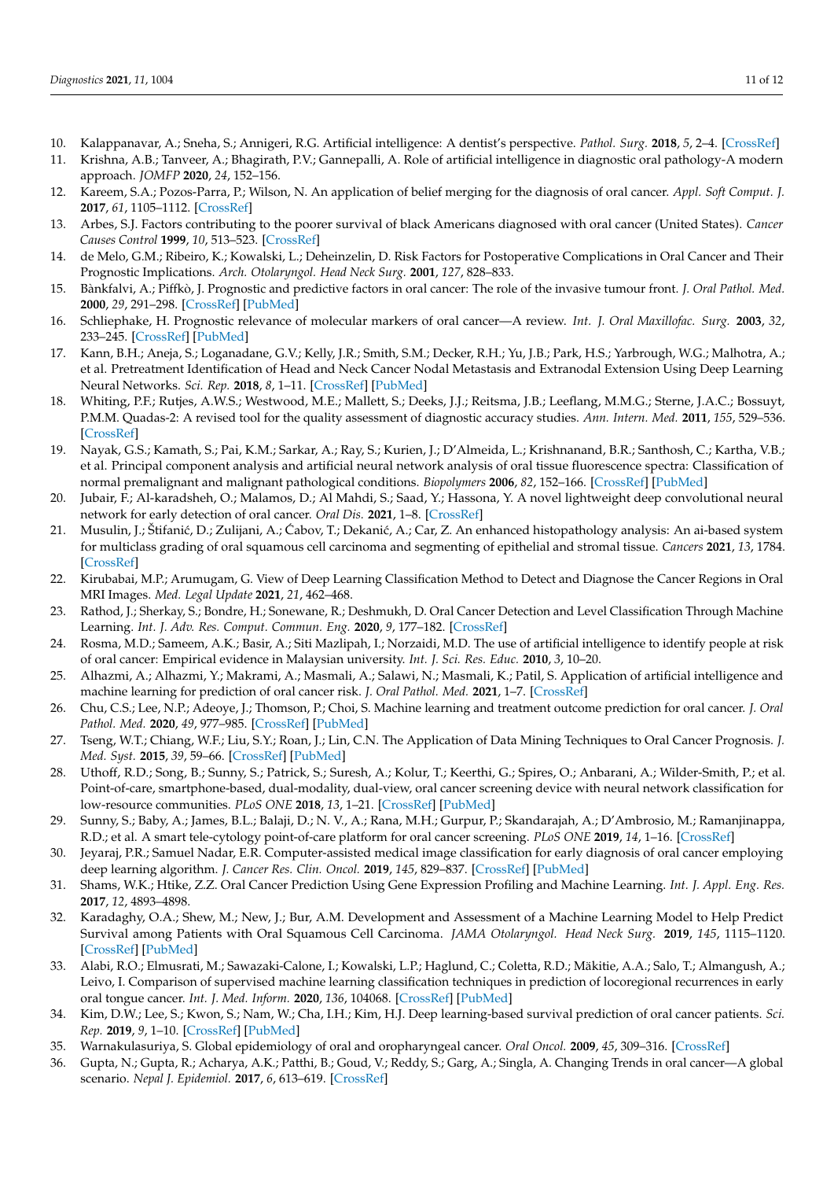10. Kalappanavar, A.; Sneha, S.; Annigeri, R.G. Artificial intelligence: A dentist's perspective. *Pathol. Surg.* **2018**, *5*, 2–4. [CrossRef]
11. Krishna, A.B.; Tanveer, A.; Bhagirath, P.V.; Gannepalli, A. Role of artificial intelligence in diagnostic oral pathology-A modern approach. *JOMFP* **2020**, *24*, 152–156.
12. Kareem, S.A.; Pozos-Parra, P.; Wilson, N. An application of belief merging for the diagnosis of oral cancer. *Appl. Soft Comput. J.* **2017**, *61*, 1105–1112. [CrossRef]
13. Arbes, S.J. Factors contributing to the poorer survival of black Americans diagnosed with oral cancer (United States). *Cancer Causes Control* **1999**, *10*, 513–523. [CrossRef]
14. de Melo, G.M.; Ribeiro, K.; Kowalski, L.; Deheinzelin, D. Risk Factors for Postoperative Complications in Oral Cancer and Their Prognostic Implications. *Arch. Otolaryngol. Head Neck Surg.* **2001**, *127*, 828–833.
15. Bànkfalvi, A.; Piffkò, J. Prognostic and predictive factors in oral cancer: The role of the invasive tumour front. *J. Oral Pathol. Med.* **2000**, *29*, 291–298. [CrossRef] [PubMed]
16. Schliephake, H. Prognostic relevance of molecular markers of oral cancer—A review. *Int. J. Oral Maxillofac. Surg.* **2003**, *32*, 233–245. [CrossRef] [PubMed]
17. Kann, B.H.; Aneja, S.; Loganadane, G.V.; Kelly, J.R.; Smith, S.M.; Decker, R.H.; Yu, J.B.; Park, H.S.; Yarbrough, W.G.; Malhotra, A.; et al. Pretreatment Identification of Head and Neck Cancer Nodal Metastasis and Extranodal Extension Using Deep Learning Neural Networks. *Sci. Rep.* **2018**, *8*, 1–11. [CrossRef] [PubMed]
18. Whiting, P.F.; Rutjes, A.W.S.; Westwood, M.E.; Mallett, S.; Deeks, J.J.; Reitsma, J.B.; Leeflang, M.M.G.; Sterne, J.A.C.; Bossuyt, P.M.M. Quadas-2: A revised tool for the quality assessment of diagnostic accuracy studies. *Ann. Intern. Med.* **2011**, *155*, 529–536. [CrossRef]
19. Nayak, G.S.; Kamath, S.; Pai, K.M.; Sarkar, A.; Ray, S.; Kurien, J.; D'Almeida, L.; Krishnanand, B.R.; Santhosh, C.; Kartha, V.B.; et al. Principal component analysis and artificial neural network analysis of oral tissue fluorescence spectra: Classification of normal premalignant and malignant pathological conditions. *Biopolymers* **2006**, *82*, 152–166. [CrossRef] [PubMed]
20. Jubair, F.; Al-karadsheh, O.; Malamos, D.; Al Mahdi, S.; Saad, Y.; Hassona, Y. A novel lightweight deep convolutional neural network for early detection of oral cancer. *Oral Dis.* **2021**, 1–8. [CrossRef]
21. Musulin, J.; Štifanić, D.; Zulijani, A.; Ćabov, T.; Dekanić, A.; Car, Z. An enhanced histopathology analysis: An ai-based system for multiclass grading of oral squamous cell carcinoma and segmenting of epithelial and stromal tissue. *Cancers* **2021**, *13*, 1784. [CrossRef]
22. Kirubabai, M.P.; Arumugam, G. View of Deep Learning Classification Method to Detect and Diagnose the Cancer Regions in Oral MRI Images. *Med. Legal Update* **2021**, *21*, 462–468.
23. Rathod, J.; Sherkay, S.; Bondre, H.; Sonewane, R.; Deshmukh, D. Oral Cancer Detection and Level Classification Through Machine Learning. *Int. J. Adv. Res. Comput. Commun. Eng.* **2020**, *9*, 177–182. [CrossRef]
24. Rosma, M.D.; Sameem, A.K.; Basir, A.; Siti Mazlipah, I.; Norzaidi, M.D. The use of artificial intelligence to identify people at risk of oral cancer: Empirical evidence in Malaysian university. *Int. J. Sci. Res. Educ.* **2010**, *3*, 10–20.
25. Alhazmi, A.; Alhazmi, Y.; Makrami, A.; Masmali, A.; Salawi, N.; Masmali, K.; Patil, S. Application of artificial intelligence and machine learning for prediction of oral cancer risk. *J. Oral Pathol. Med.* **2021**, 1–7. [CrossRef]
26. Chu, C.S.; Lee, N.P.; Adeoye, J.; Thomson, P.; Choi, S. Machine learning and treatment outcome prediction for oral cancer. *J. Oral Pathol. Med.* **2020**, *49*, 977–985. [CrossRef] [PubMed]
27. Tseng, W.T.; Chiang, W.F.; Liu, S.Y.; Roan, J.; Lin, C.N. The Application of Data Mining Techniques to Oral Cancer Prognosis. *J. Med. Syst.* **2015**, *39*, 59–66. [CrossRef] [PubMed]
28. Uthoff, R.D.; Song, B.; Sunny, S.; Patrick, S.; Suresh, A.; Kolur, T.; Keerthi, G.; Spires, O.; Anbarani, A.; Wilder-Smith, P.; et al. Point-of-care, smartphone-based, dual-modality, dual-view, oral cancer screening device with neural network classification for low-resource communities. *PLoS ONE* **2018**, *13*, 1–21. [CrossRef] [PubMed]
29. Sunny, S.; Baby, A.; James, B.L.; Balaji, D.; N. V., A.; Rana, M.H.; Gurpur, P.; Skandarajah, A.; D'Ambrosio, M.; Ramanjinappa, R.D.; et al. A smart tele-cytology point-of-care platform for oral cancer screening. *PLoS ONE* **2019**, *14*, 1–16. [CrossRef]
30. Jeyaraj, P.R.; Samuel Nadar, E.R. Computer-assisted medical image classification for early diagnosis of oral cancer employing deep learning algorithm. *J. Cancer Res. Clin. Oncol.* **2019**, *145*, 829–837. [CrossRef] [PubMed]
31. Shams, W.K.; Htike, Z.Z. Oral Cancer Prediction Using Gene Expression Profiling and Machine Learning. *Int. J. Appl. Eng. Res.* **2017**, *12*, 4893–4898.
32. Karadaghy, O.A.; Shew, M.; New, J.; Bur, A.M. Development and Assessment of a Machine Learning Model to Help Predict Survival among Patients with Oral Squamous Cell Carcinoma. *JAMA Otolaryngol. Head Neck Surg.* **2019**, *145*, 1115–1120. [CrossRef] [PubMed]
33. Alabi, R.O.; Elmusrati, M.; Sawazaki-Calone, I.; Kowalski, L.P.; Haglund, C.; Coletta, R.D.; Mäkitie, A.A.; Salo, T.; Almangush, A.; Leivo, I. Comparison of supervised machine learning classification techniques in prediction of locoregional recurrences in early oral tongue cancer. *Int. J. Med. Inform.* **2020**, *136*, 104068. [CrossRef] [PubMed]
34. Kim, D.W.; Lee, S.; Kwon, S.; Nam, W.; Cha, I.H.; Kim, H.J. Deep learning-based survival prediction of oral cancer patients. *Sci. Rep.* **2019**, *9*, 1–10. [CrossRef] [PubMed]
35. Warnakulasuriya, S. Global epidemiology of oral and oropharyngeal cancer. *Oral Oncol.* **2009**, *45*, 309–316. [CrossRef]
36. Gupta, N.; Gupta, R.; Acharya, A.K.; Patthi, B.; Goud, V.; Reddy, S.; Garg, A.; Singla, A. Changing Trends in oral cancer—A global scenario. *Nepal J. Epidemiol.* **2017**, *6*, 613–619. [CrossRef]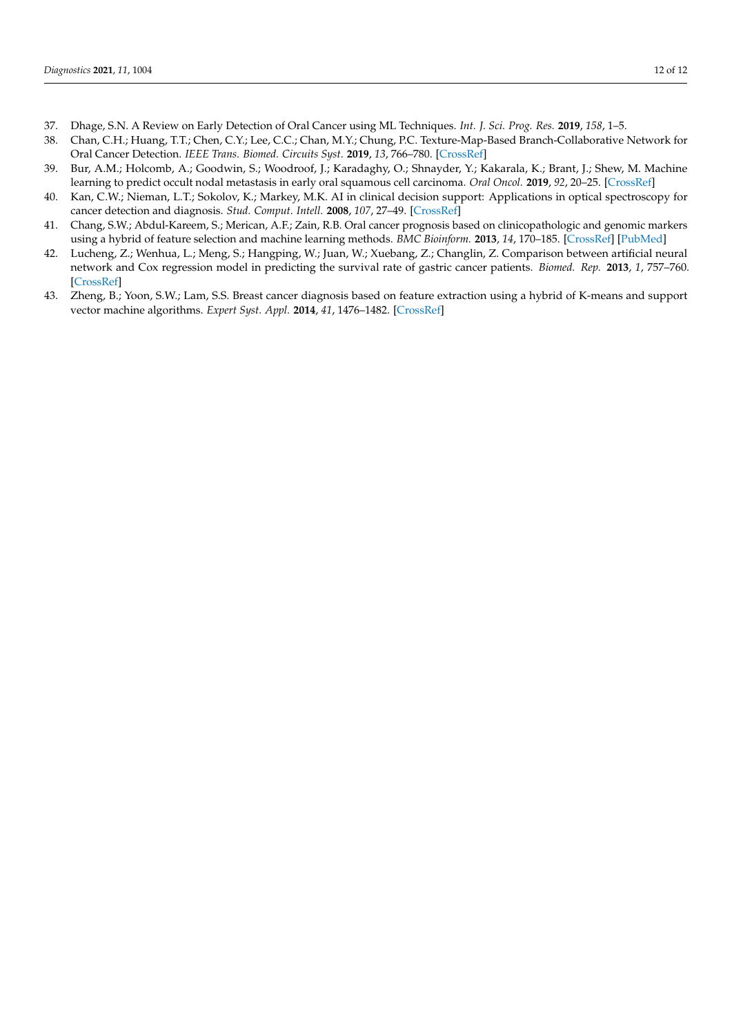37. Dhage, S.N. A Review on Early Detection of Oral Cancer using ML Techniques. *Int. J. Sci. Prog. Res.* **2019**, *158*, 1–5.
38. Chan, C.H.; Huang, T.T.; Chen, C.Y.; Lee, C.C.; Chan, M.Y.; Chung, P.C. Texture-Map-Based Branch-Collaborative Network for Oral Cancer Detection. *IEEE Trans. Biomed. Circuits Syst.* **2019**, *13*, 766–780. [CrossRef]
39. Bur, A.M.; Holcomb, A.; Goodwin, S.; Woodroof, J.; Karadaghy, O.; Shnayder, Y.; Kakarala, K.; Brant, J.; Shew, M. Machine learning to predict occult nodal metastasis in early oral squamous cell carcinoma. *Oral Oncol.* **2019**, *92*, 20–25. [CrossRef]
40. Kan, C.W.; Nieman, L.T.; Sokolov, K.; Markey, M.K. AI in clinical decision support: Applications in optical spectroscopy for cancer detection and diagnosis. *Stud. Comput. Intell.* **2008**, *107*, 27–49. [CrossRef]
41. Chang, S.W.; Abdul-Kareem, S.; Merican, A.F.; Zain, R.B. Oral cancer prognosis based on clinicopathologic and genomic markers using a hybrid of feature selection and machine learning methods. *BMC Bioinform.* **2013**, *14*, 170–185. [CrossRef] [PubMed]
42. Lucheng, Z.; Wenhua, L.; Meng, S.; Hangping, W.; Juan, W.; Xuebang, Z.; Changlin, Z. Comparison between artificial neural network and Cox regression model in predicting the survival rate of gastric cancer patients. *Biomed. Rep.* **2013**, *1*, 757–760. [CrossRef]
43. Zheng, B.; Yoon, S.W.; Lam, S.S. Breast cancer diagnosis based on feature extraction using a hybrid of K-means and support vector machine algorithms. *Expert Syst. Appl.* **2014**, *41*, 1476–1482. [CrossRef]